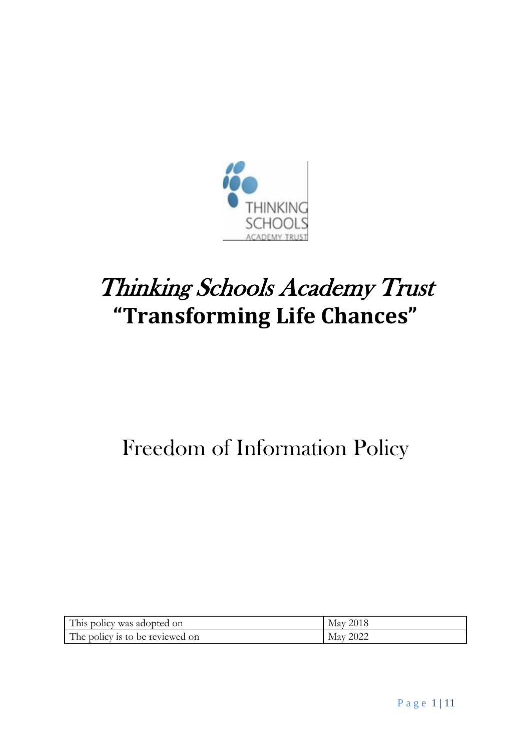# *Thinking Schools Academy Trust*

## **"Transforming Life Chances"**

# Freedom of Information Policy

| This policy was adopted on | May 2018 |
|---|---|
| The policy is to be reviewed on | May 2022 |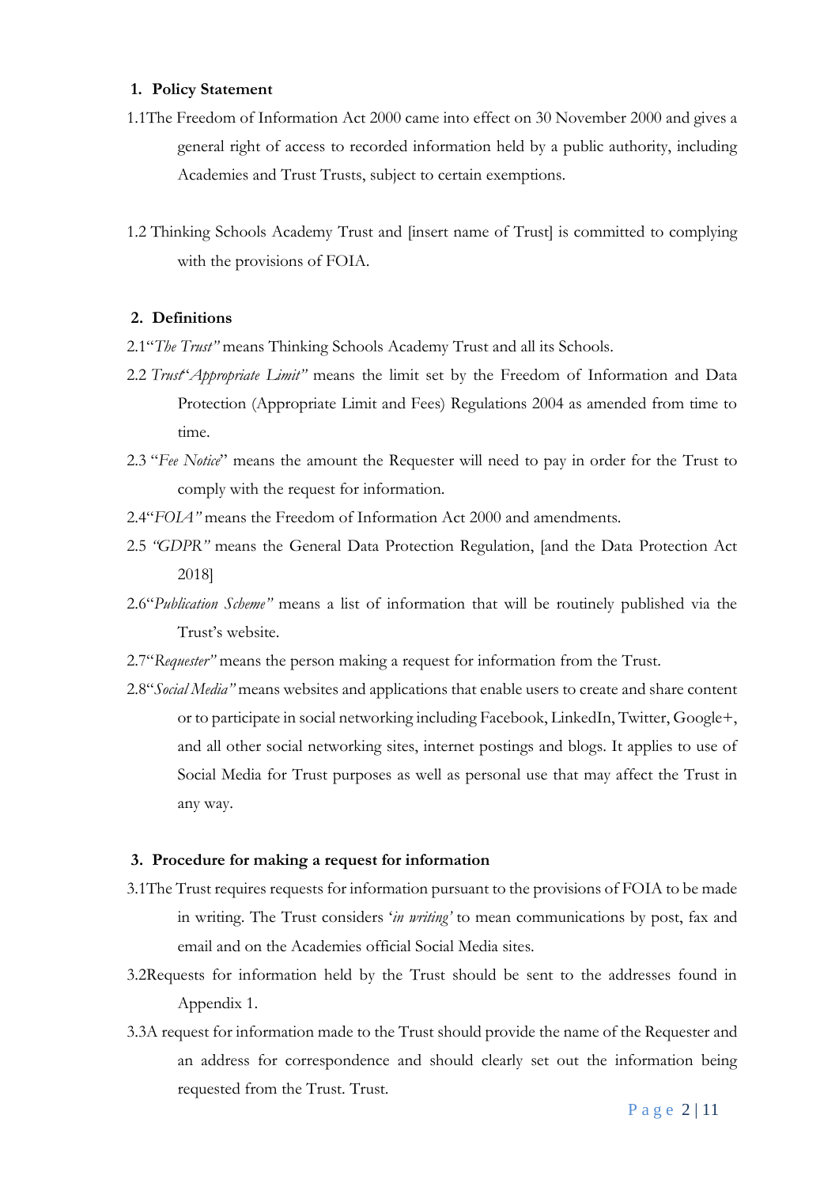## 1. Policy Statement

1.1 The Freedom of Information Act 2000 came into effect on 30 November 2000 and gives a general right of access to recorded information held by a public authority, including Academies and Trust Trusts, subject to certain exemptions.

1.2 Thinking Schools Academy Trust and [insert name of Trust] is committed to complying with the provisions of FOIA.

## 2. Definitions

2.1 "*The Trust"* means Thinking Schools Academy Trust and all its Schools.

2.2 *Trust*"*Appropriate Limit"* means the limit set by the Freedom of Information and Data Protection (Appropriate Limit and Fees) Regulations 2004 as amended from time to time.

2.3 "*Fee Notice*" means the amount the Requester will need to pay in order for the Trust to comply with the request for information.

2.4 "*FOIA"* means the Freedom of Information Act 2000 and amendments.

2.5 *"GDPR"* means the General Data Protection Regulation, [and the Data Protection Act 2018]

2.6 "*Publication Scheme"* means a list of information that will be routinely published via the Trust's website.

2.7 "*Requester"* means the person making a request for information from the Trust.

2.8 "*Social Media"* means websites and applications that enable users to create and share content or to participate in social networking including Facebook, LinkedIn, Twitter, Google+, and all other social networking sites, internet postings and blogs. It applies to use of Social Media for Trust purposes as well as personal use that may affect the Trust in any way.

## 3. Procedure for making a request for information

3.1 The Trust requires requests for information pursuant to the provisions of FOIA to be made in writing. The Trust considers '*in writing'* to mean communications by post, fax and email and on the Academies official Social Media sites.

3.2 Requests for information held by the Trust should be sent to the addresses found in Appendix 1.

3.3 A request for information made to the Trust should provide the name of the Requester and an address for correspondence and should clearly set out the information being requested from the Trust. Trust.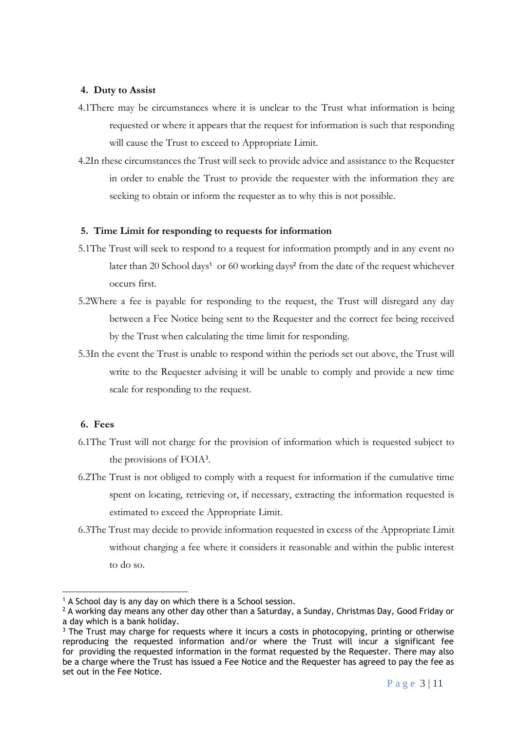## 4. Duty to Assist

4.1 There may be circumstances where it is unclear to the Trust what information is being requested or where it appears that the request for information is such that responding will cause the Trust to exceed to Appropriate Limit.

4.2 In these circumstances the Trust will seek to provide advice and assistance to the Requester in order to enable the Trust to provide the requester with the information they are seeking to obtain or inform the requester as to why this is not possible.

## 5. Time Limit for responding to requests for information

5.1 The Trust will seek to respond to a request for information promptly and in any event no later than 20 School days[1] or 60 working days[2] from the date of the request whichever occurs first.

5.2 Where a fee is payable for responding to the request, the Trust will disregard any day between a Fee Notice being sent to the Requester and the correct fee being received by the Trust when calculating the time limit for responding.

5.3 In the event the Trust is unable to respond within the periods set out above, the Trust will write to the Requester advising it will be unable to comply and provide a new time scale for responding to the request.

## 6. Fees

6.1 The Trust will not charge for the provision of information which is requested subject to the provisions of FOIA[3].

6.2 The Trust is not obliged to comply with a request for information if the cumulative time spent on locating, retrieving or, if necessary, extracting the information requested is estimated to exceed the Appropriate Limit.

6.3 The Trust may decide to provide information requested in excess of the Appropriate Limit without charging a fee where it considers it reasonable and within the public interest to do so.

---

[1] A School day is any day on which there is a School session.

[2] A working day means any other day other than a Saturday, a Sunday, Christmas Day, Good Friday or a day which is a bank holiday.

[3] The Trust may charge for requests where it incurs a costs in photocopying, printing or otherwise reproducing the requested information and/or where the Trust will incur a significant fee for providing the requested information in the format requested by the Requester. There may also be a charge where the Trust has issued a Fee Notice and the Requester has agreed to pay the fee as set out in the Fee Notice.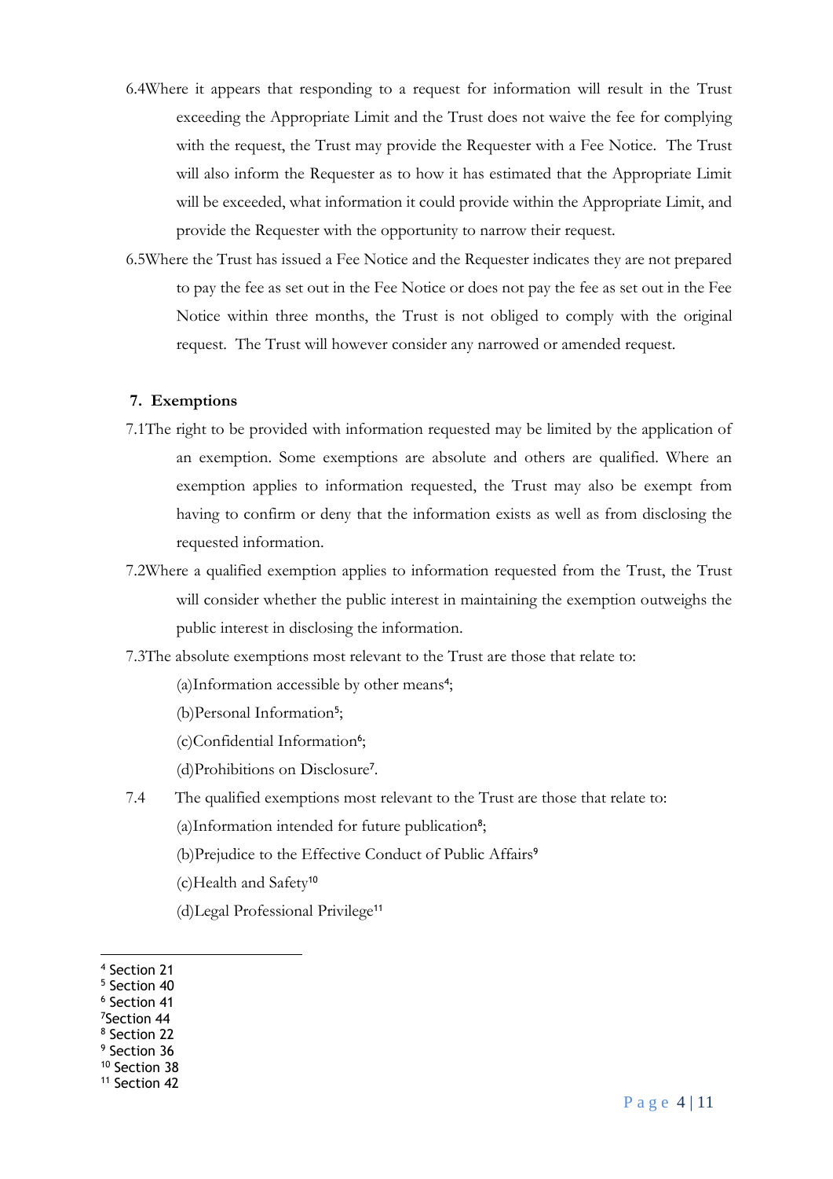6.4 Where it appears that responding to a request for information will result in the Trust exceeding the Appropriate Limit and the Trust does not waive the fee for complying with the request, the Trust may provide the Requester with a Fee Notice. The Trust will also inform the Requester as to how it has estimated that the Appropriate Limit will be exceeded, what information it could provide within the Appropriate Limit, and provide the Requester with the opportunity to narrow their request.

6.5 Where the Trust has issued a Fee Notice and the Requester indicates they are not prepared to pay the fee as set out in the Fee Notice or does not pay the fee as set out in the Fee Notice within three months, the Trust is not obliged to comply with the original request. The Trust will however consider any narrowed or amended request.

## 7. Exemptions

7.1 The right to be provided with information requested may be limited by the application of an exemption. Some exemptions are absolute and others are qualified. Where an exemption applies to information requested, the Trust may also be exempt from having to confirm or deny that the information exists as well as from disclosing the requested information.

7.2 Where a qualified exemption applies to information requested from the Trust, the Trust will consider whether the public interest in maintaining the exemption outweighs the public interest in disclosing the information.

7.3 The absolute exemptions most relevant to the Trust are those that relate to:

(a) Information accessible by other means[4];

(b) Personal Information[5];

(c) Confidential Information[6];

(d) Prohibitions on Disclosure[7].

7.4 The qualified exemptions most relevant to the Trust are those that relate to:

(a) Information intended for future publication[8];

(b) Prejudice to the Effective Conduct of Public Affairs[9]

(c) Health and Safety[10]

(d) Legal Professional Privilege[11]

---

[4] Section 21
[5] Section 40
[6] Section 41
[7] Section 44
[8] Section 22
[9] Section 36
[10] Section 38
[11] Section 42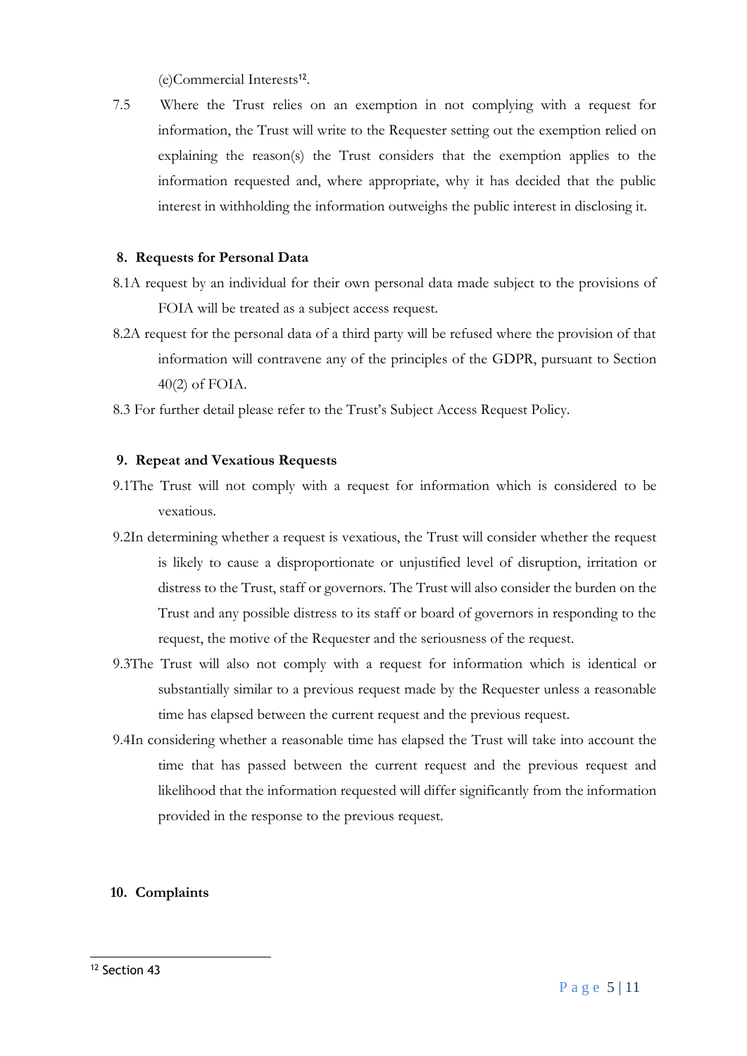(e)Commercial Interests[12].

7.5 Where the Trust relies on an exemption in not complying with a request for information, the Trust will write to the Requester setting out the exemption relied on explaining the reason(s) the Trust considers that the exemption applies to the information requested and, where appropriate, why it has decided that the public interest in withholding the information outweighs the public interest in disclosing it.

## 8. Requests for Personal Data

8.1A request by an individual for their own personal data made subject to the provisions of FOIA will be treated as a subject access request.

8.2A request for the personal data of a third party will be refused where the provision of that information will contravene any of the principles of the GDPR, pursuant to Section 40(2) of FOIA.

8.3 For further detail please refer to the Trust's Subject Access Request Policy.

## 9. Repeat and Vexatious Requests

9.1The Trust will not comply with a request for information which is considered to be vexatious.

9.2In determining whether a request is vexatious, the Trust will consider whether the request is likely to cause a disproportionate or unjustified level of disruption, irritation or distress to the Trust, staff or governors. The Trust will also consider the burden on the Trust and any possible distress to its staff or board of governors in responding to the request, the motive of the Requester and the seriousness of the request.

9.3The Trust will also not comply with a request for information which is identical or substantially similar to a previous request made by the Requester unless a reasonable time has elapsed between the current request and the previous request.

9.4In considering whether a reasonable time has elapsed the Trust will take into account the time that has passed between the current request and the previous request and likelihood that the information requested will differ significantly from the information provided in the response to the previous request.

## 10. Complaints

[12] Section 43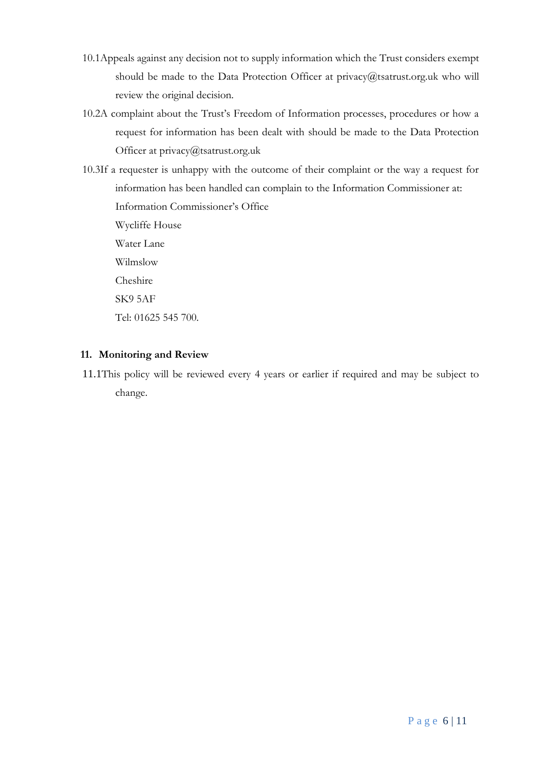10.1 Appeals against any decision not to supply information which the Trust considers exempt should be made to the Data Protection Officer at privacy@tsatrust.org.uk who will review the original decision.

10.2 A complaint about the Trust's Freedom of Information processes, procedures or how a request for information has been dealt with should be made to the Data Protection Officer at privacy@tsatrust.org.uk

10.3 If a requester is unhappy with the outcome of their complaint or the way a request for information has been handled can complain to the Information Commissioner at:

Information Commissioner's Office
Wycliffe House
Water Lane
Wilmslow
Cheshire
SK9 5AF
Tel: 01625 545 700.

## 11. Monitoring and Review

11.1 This policy will be reviewed every 4 years or earlier if required and may be subject to change.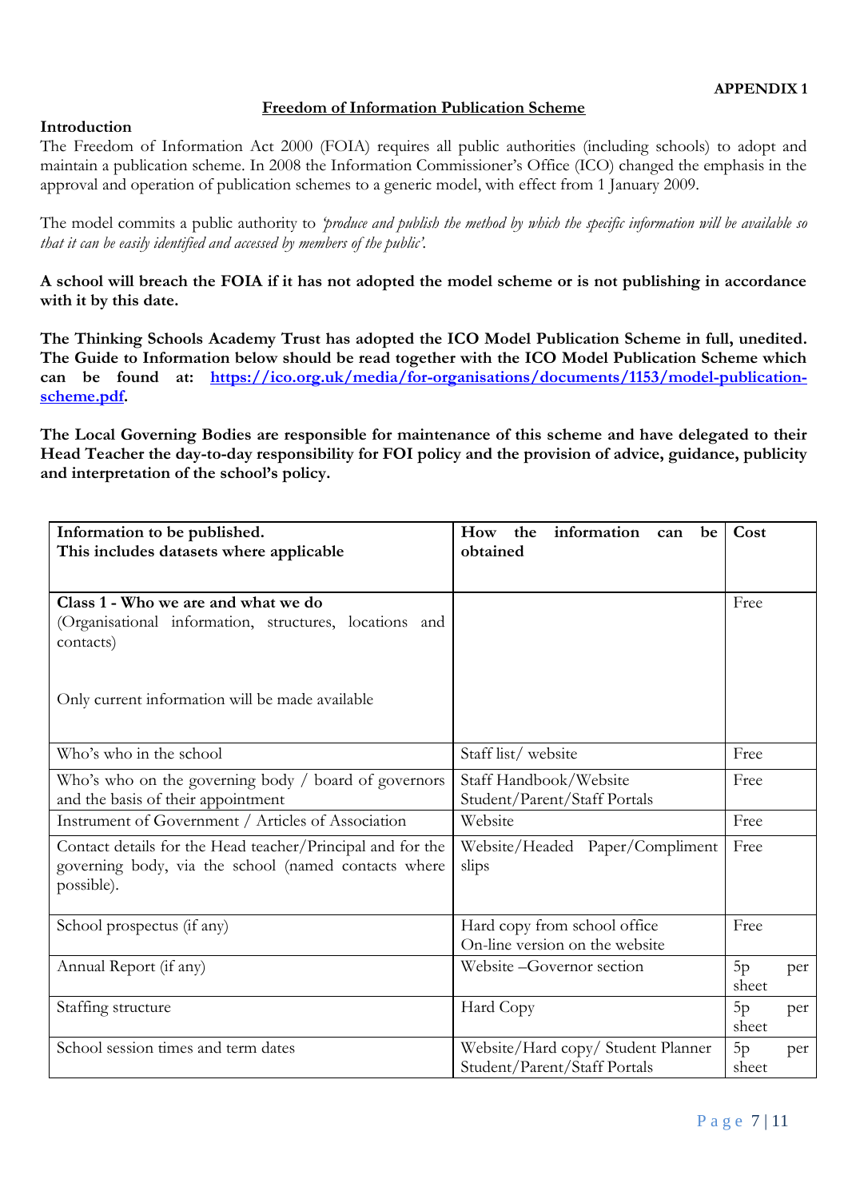**APPENDIX 1**

## Freedom of Information Publication Scheme

**Introduction**

The Freedom of Information Act 2000 (FOIA) requires all public authorities (including schools) to adopt and maintain a publication scheme. In 2008 the Information Commissioner's Office (ICO) changed the emphasis in the approval and operation of publication schemes to a generic model, with effect from 1 January 2009.

The model commits a public authority to *'produce and publish the method by which the specific information will be available so that it can be easily identified and accessed by members of the public'.*

**A school will breach the FOIA if it has not adopted the model scheme or is not publishing in accordance with it by this date.**

**The Thinking Schools Academy Trust has adopted the ICO Model Publication Scheme in full, unedited. The Guide to Information below should be read together with the ICO Model Publication Scheme which can be found at: [https://ico.org.uk/media/for-organisations/documents/1153/model-publication-scheme.pdf](https://ico.org.uk/media/for-organisations/documents/1153/model-publication-scheme.pdf).**

**The Local Governing Bodies are responsible for maintenance of this scheme and have delegated to their Head Teacher the day-to-day responsibility for FOI policy and the provision of advice, guidance, publicity and interpretation of the school's policy.**

| **Information to be published.**<br>**This includes datasets where applicable** | **How the information can be obtained** | **Cost** |
|---|---|---|
| **Class 1 - Who we are and what we do**<br>(Organisational information, structures, locations and contacts)<br><br>Only current information will be made available | | Free |
| Who's who in the school | Staff list/ website | Free |
| Who's who on the governing body / board of governors and the basis of their appointment | Staff Handbook/Website<br>Student/Parent/Staff Portals | Free |
| Instrument of Government / Articles of Association | Website | Free |
| Contact details for the Head teacher/Principal and for the governing body, via the school (named contacts where possible). | Website/Headed Paper/Compliment slips | Free |
| School prospectus (if any) | Hard copy from school office<br>On-line version on the website | Free |
| Annual Report (if any) | Website –Governor section | 5p per sheet |
| Staffing structure | Hard Copy | 5p per sheet |
| School session times and term dates | Website/Hard copy/ Student Planner<br>Student/Parent/Staff Portals | 5p per sheet |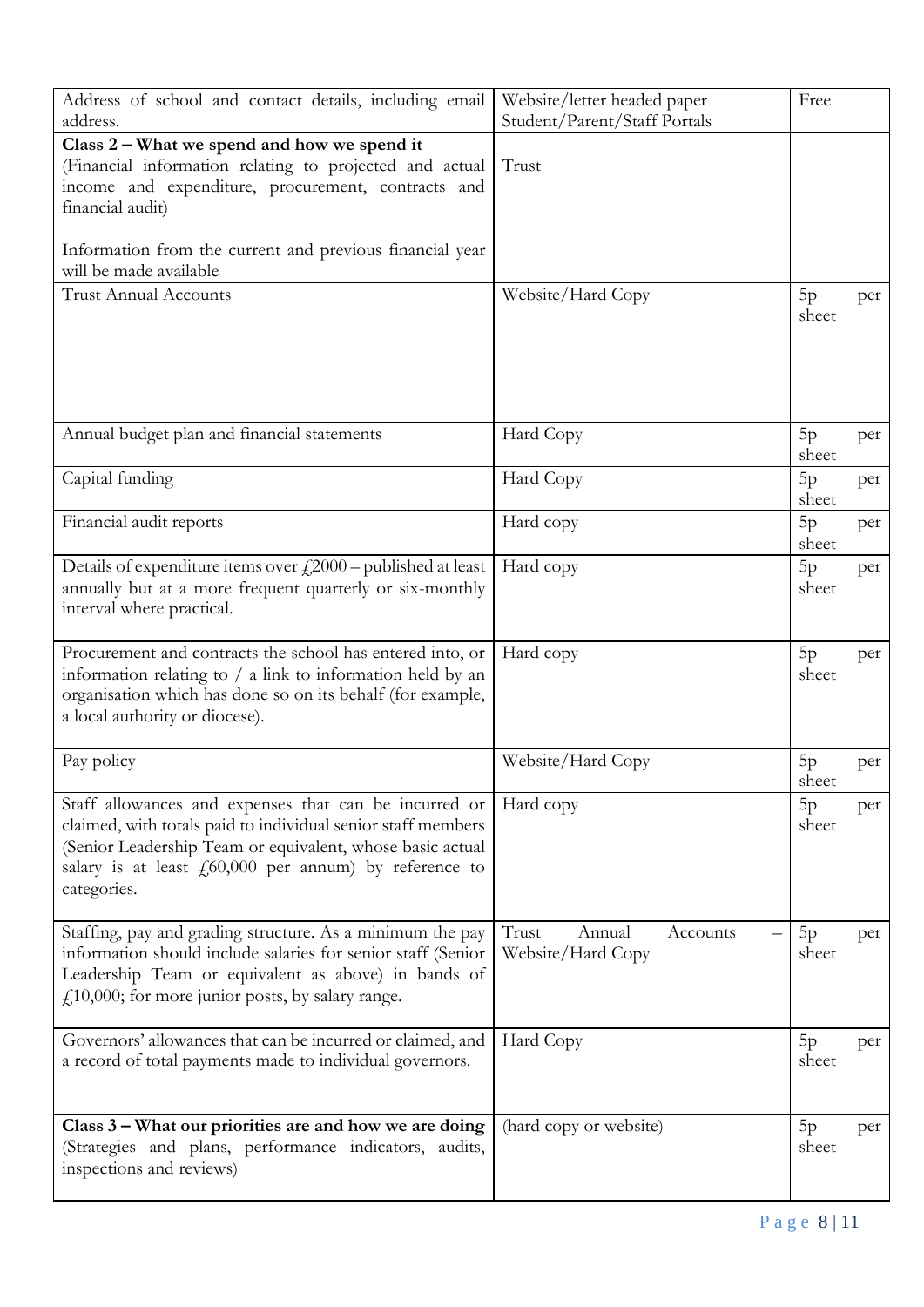| | | |
|---|---|---|
| Address of school and contact details, including email address. | Website/letter headed paper<br>Student/Parent/Staff Portals | Free |
| **Class 2 – What we spend and how we spend it**<br>(Financial information relating to projected and actual income and expenditure, procurement, contracts and financial audit)<br><br>Information from the current and previous financial year will be made available | Trust | |
| Trust Annual Accounts | Website/Hard Copy | 5p per sheet |
| Annual budget plan and financial statements | Hard Copy | 5p per sheet |
| Capital funding | Hard Copy | 5p per sheet |
| Financial audit reports | Hard copy | 5p per sheet |
| Details of expenditure items over £2000 – published at least annually but at a more frequent quarterly or six-monthly interval where practical. | Hard copy | 5p per sheet |
| Procurement and contracts the school has entered into, or information relating to / a link to information held by an organisation which has done so on its behalf (for example, a local authority or diocese). | Hard copy | 5p per sheet |
| Pay policy | Website/Hard Copy | 5p per sheet |
| Staff allowances and expenses that can be incurred or claimed, with totals paid to individual senior staff members (Senior Leadership Team or equivalent, whose basic actual salary is at least £60,000 per annum) by reference to categories. | Hard copy | 5p per sheet |
| Staffing, pay and grading structure. As a minimum the pay information should include salaries for senior staff (Senior Leadership Team or equivalent as above) in bands of £10,000; for more junior posts, by salary range. | Trust Annual Accounts – Website/Hard Copy | 5p per sheet |
| Governors' allowances that can be incurred or claimed, and a record of total payments made to individual governors. | Hard Copy | 5p per sheet |
| **Class 3 – What our priorities are and how we are doing**<br>(Strategies and plans, performance indicators, audits, inspections and reviews) | (hard copy or website) | 5p per sheet |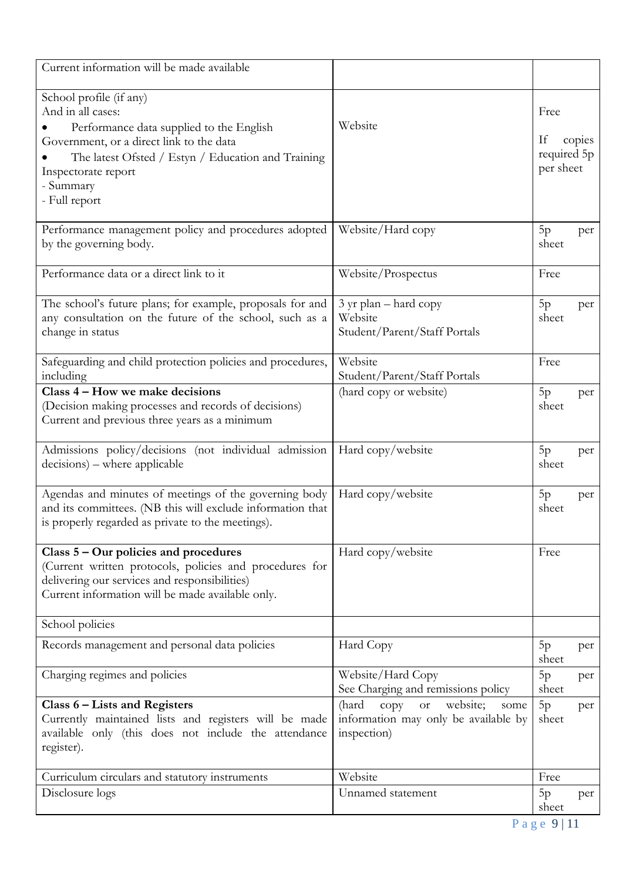| Current information will be made available | | |
|---|---|---|
| School profile (if any)<br>And in all cases:<br>• Performance data supplied to the English Government, or a direct link to the data<br>• The latest Ofsted / Estyn / Education and Training Inspectorate report<br>- Summary<br>- Full report | Website | Free<br><br>If copies required 5p per sheet |
| Performance management policy and procedures adopted by the governing body. | Website/Hard copy | 5p per sheet |
| Performance data or a direct link to it | Website/Prospectus | Free |
| The school's future plans; for example, proposals for and any consultation on the future of the school, such as a change in status | 3 yr plan – hard copy<br>Website<br>Student/Parent/Staff Portals | 5p per sheet |
| Safeguarding and child protection policies and procedures, including | Website<br>Student/Parent/Staff Portals | Free |
| **Class 4 – How we make decisions**<br>(Decision making processes and records of decisions)<br>Current and previous three years as a minimum | (hard copy or website) | 5p per sheet |
| Admissions policy/decisions (not individual admission decisions) – where applicable | Hard copy/website | 5p per sheet |
| Agendas and minutes of meetings of the governing body and its committees. (NB this will exclude information that is properly regarded as private to the meetings). | Hard copy/website | 5p per sheet |
| **Class 5 – Our policies and procedures**<br>(Current written protocols, policies and procedures for delivering our services and responsibilities)<br>Current information will be made available only. | Hard copy/website | Free |
| School policies | | |
| Records management and personal data policies | Hard Copy | 5p per sheet |
| Charging regimes and policies | Website/Hard Copy<br>See Charging and remissions policy | 5p per sheet |
| **Class 6 – Lists and Registers**<br>Currently maintained lists and registers will be made available only (this does not include the attendance register). | (hard copy or website; some information may only be available by inspection) | 5p per sheet |
| Curriculum circulars and statutory instruments | Website | Free |
| Disclosure logs | Unnamed statement | 5p per sheet |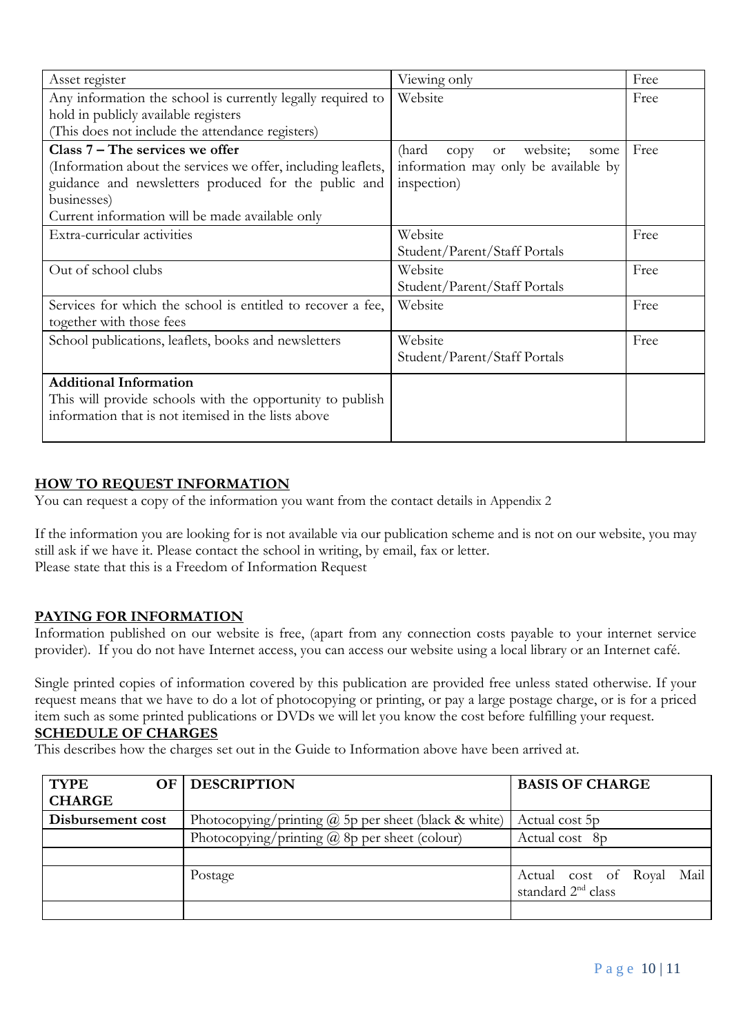| Asset register | Viewing only | Free |
|---|---|---|
| Any information the school is currently legally required to hold in publicly available registers<br>(This does not include the attendance registers) | Website | Free |
| **Class 7 – The services we offer**<br>(Information about the services we offer, including leaflets, guidance and newsletters produced for the public and businesses)<br>Current information will be made available only | (hard copy or website; some information may only be available by inspection) | Free |
| Extra-curricular activities | Website<br>Student/Parent/Staff Portals | Free |
| Out of school clubs | Website<br>Student/Parent/Staff Portals | Free |
| Services for which the school is entitled to recover a fee, together with those fees | Website | Free |
| School publications, leaflets, books and newsletters | Website<br>Student/Parent/Staff Portals | Free |
| **Additional Information**<br>This will provide schools with the opportunity to publish information that is not itemised in the lists above | | |

## HOW TO REQUEST INFORMATION

You can request a copy of the information you want from the contact details in Appendix 2

If the information you are looking for is not available via our publication scheme and is not on our website, you may still ask if we have it. Please contact the school in writing, by email, fax or letter.
Please state that this is a Freedom of Information Request

## PAYING FOR INFORMATION

Information published on our website is free, (apart from any connection costs payable to your internet service provider). If you do not have Internet access, you can access our website using a local library or an Internet café.

Single printed copies of information covered by this publication are provided free unless stated otherwise. If your request means that we have to do a lot of photocopying or printing, or pay a large postage charge, or is for a priced item such as some printed publications or DVDs we will let you know the cost before fulfilling your request.

## SCHEDULE OF CHARGES

This describes how the charges set out in the Guide to Information above have been arrived at.

| TYPE OF CHARGE | DESCRIPTION | BASIS OF CHARGE |
|---|---|---|
| **Disbursement cost** | Photocopying/printing @ 5p per sheet (black & white) | Actual cost 5p |
| | Photocopying/printing @ 8p per sheet (colour) | Actual cost 8p |
| | | |
| | Postage | Actual cost of Royal Mail standard 2nd class |
| | | |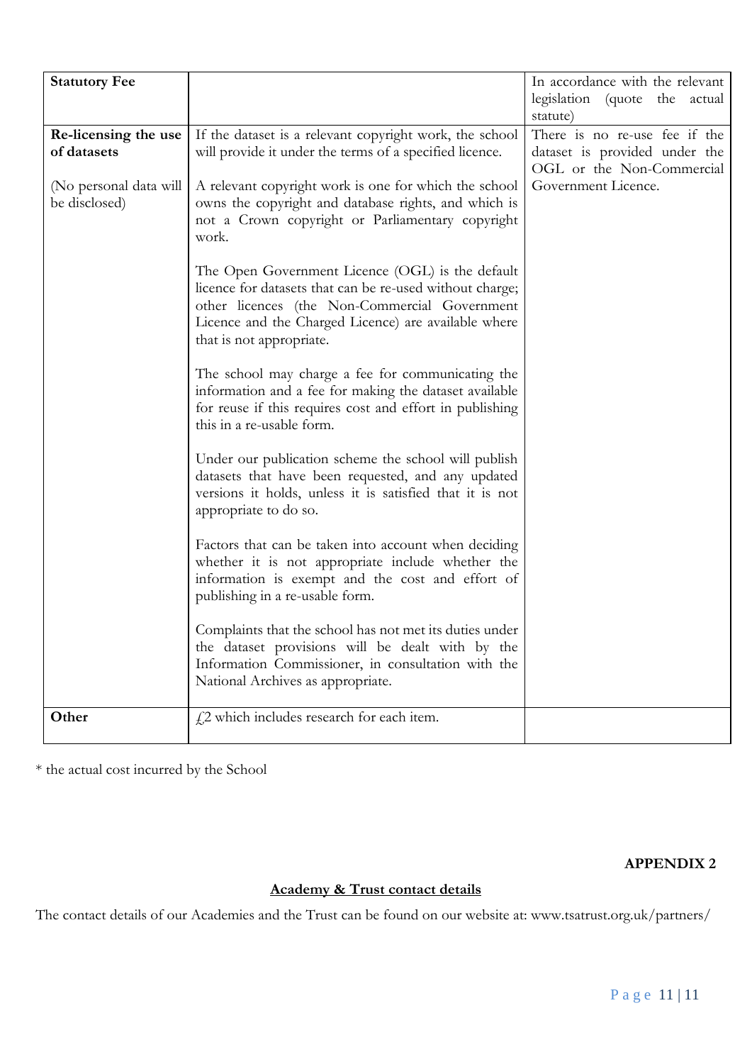| | | |
|---|---|---|
| **Statutory Fee** | | In accordance with the relevant legislation (quote the actual statute) |
| **Re-licensing the use of datasets**<br><br>(No personal data will be disclosed) | If the dataset is a relevant copyright work, the school will provide it under the terms of a specified licence.<br><br>A relevant copyright work is one for which the school owns the copyright and database rights, and which is not a Crown copyright or Parliamentary copyright work.<br><br>The Open Government Licence (OGL) is the default licence for datasets that can be re-used without charge; other licences (the Non-Commercial Government Licence and the Charged Licence) are available where that is not appropriate.<br><br>The school may charge a fee for communicating the information and a fee for making the dataset available for reuse if this requires cost and effort in publishing this in a re-usable form.<br><br>Under our publication scheme the school will publish datasets that have been requested, and any updated versions it holds, unless it is satisfied that it is not appropriate to do so.<br><br>Factors that can be taken into account when deciding whether it is not appropriate include whether the information is exempt and the cost and effort of publishing in a re-usable form.<br><br>Complaints that the school has not met its duties under the dataset provisions will be dealt with by the Information Commissioner, in consultation with the National Archives as appropriate. | There is no re-use fee if the dataset is provided under the OGL or the Non-Commercial Government Licence. |
| **Other** | £2 which includes research for each item. | |

* the actual cost incurred by the School

**APPENDIX 2**

## Academy & Trust contact details

The contact details of our Academies and the Trust can be found on our website at: www.tsatrust.org.uk/partners/